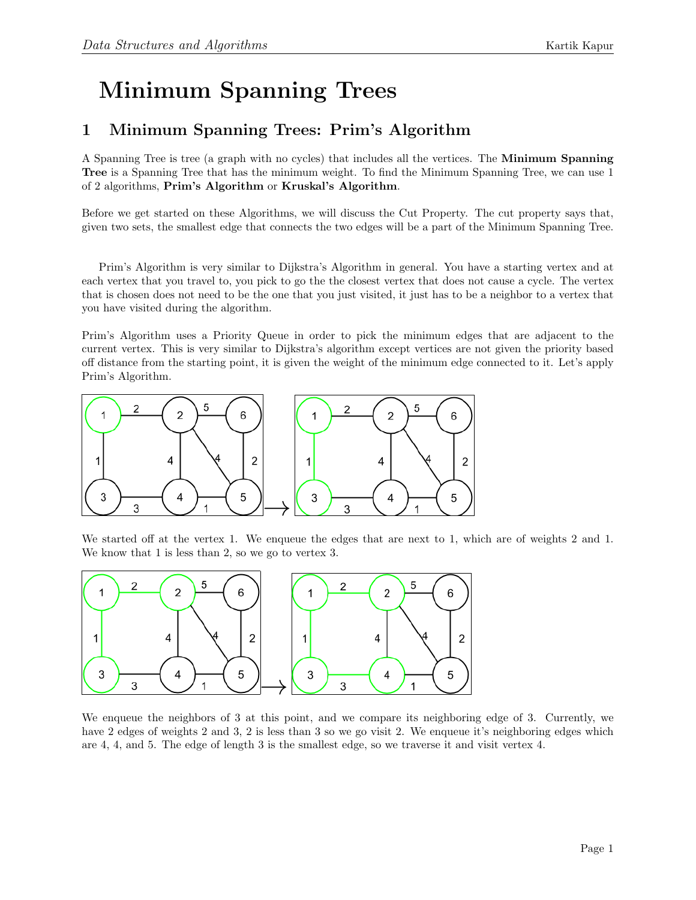# Minimum Spanning Trees

## 1 Minimum Spanning Trees: Prim's Algorithm

A Spanning Tree is tree (a graph with no cycles) that includes all the vertices. The **Minimum Spanning Tree** is a Spanning Tree that has the minimum weight. To find the Minimum Spanning Tree, we can use 1 of 2 algorithms, **Prim's Algorithm** or **Kruskal's Algorithm**.

Before we get started on these Algorithms, we will discuss the Cut Property. The cut property says that, given two sets, the smallest edge that connects the two edges will be a part of the Minimum Spanning Tree.

Prim's Algorithm is very similar to Dijkstra's Algorithm in general. You have a starting vertex and at each vertex that you travel to, you pick to go the the closest vertex that does not cause a cycle. The vertex that is chosen does not need to be the one that you just visited, it just has to be a neighbor to a vertex that you have visited during the algorithm.

Prim's Algorithm uses a Priority Queue in order to pick the minimum edges that are adjacent to the current vertex. This is very similar to Dijkstra's algorithm except vertices are not given the priority based off distance from the starting point, it is given the weight of the minimum edge connected to it. Let's apply Prim's Algorithm.

We started off at the vertex 1. We enqueue the edges that are next to 1, which are of weights 2 and 1. We know that 1 is less than 2, so we go to vertex 3.

We enqueue the neighbors of 3 at this point, and we compare its neighboring edge of 3. Currently, we have 2 edges of weights 2 and 3, 2 is less than 3 so we go visit 2. We enqueue it's neighboring edges which are 4, 4, and 5. The edge of length 3 is the smallest edge, so we traverse it and visit vertex 4.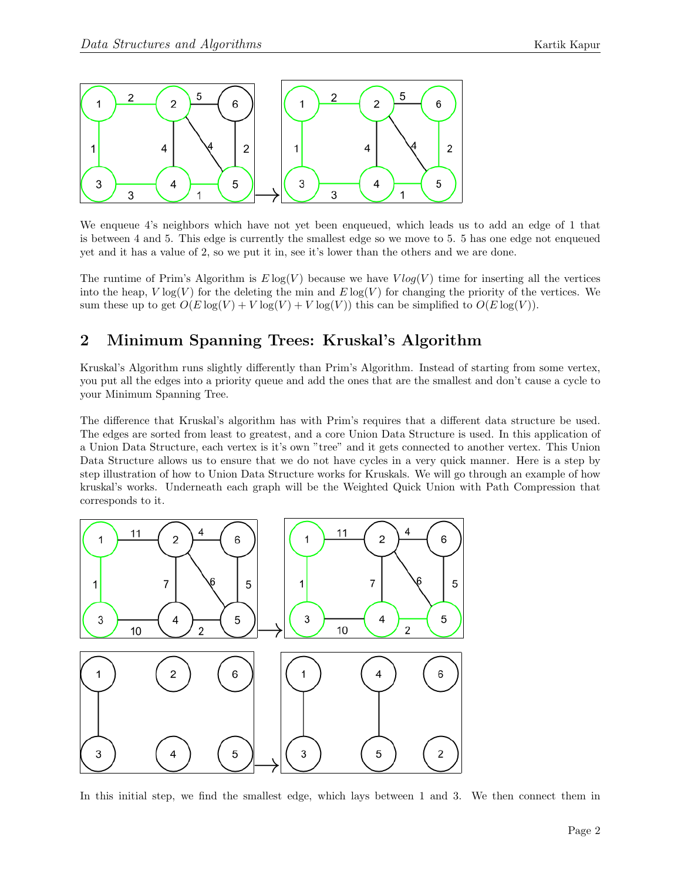We enqueue 4's neighbors which have not yet been enqueued, which leads us to add an edge of 1 that is between 4 and 5. This edge is currently the smallest edge so we move to 5. 5 has one edge not enqueued yet and it has a value of 2, so we put it in, see it's lower than the others and we are done.

The runtime of Prim's Algorithm is $E\log(V)$ because we have $Vlog(V)$ time for inserting all the vertices into the heap, $V\log(V)$ for the deleting the min and $E\log(V)$ for changing the priority of the vertices. We sum these up to get $O(E\log(V) + V\log(V) + V\log(V))$ this can be simplified to $O(E\log(V))$.

## 2 Minimum Spanning Trees: Kruskal's Algorithm

Kruskal's Algorithm runs slightly differently than Prim's Algorithm. Instead of starting from some vertex, you put all the edges into a priority queue and add the ones that are the smallest and don't cause a cycle to your Minimum Spanning Tree.

The difference that Kruskal's algorithm has with Prim's requires that a different data structure be used. The edges are sorted from least to greatest, and a core Union Data Structure is used. In this application of a Union Data Structure, each vertex is it's own "tree" and it gets connected to another vertex. This Union Data Structure allows us to ensure that we do not have cycles in a very quick manner. Here is a step by step illustration of how to Union Data Structure works for Kruskals. We will go through an example of how kruskal's works. Underneath each graph will be the Weighted Quick Union with Path Compression that corresponds to it.

In this initial step, we find the smallest edge, which lays between 1 and 3. We then connect them in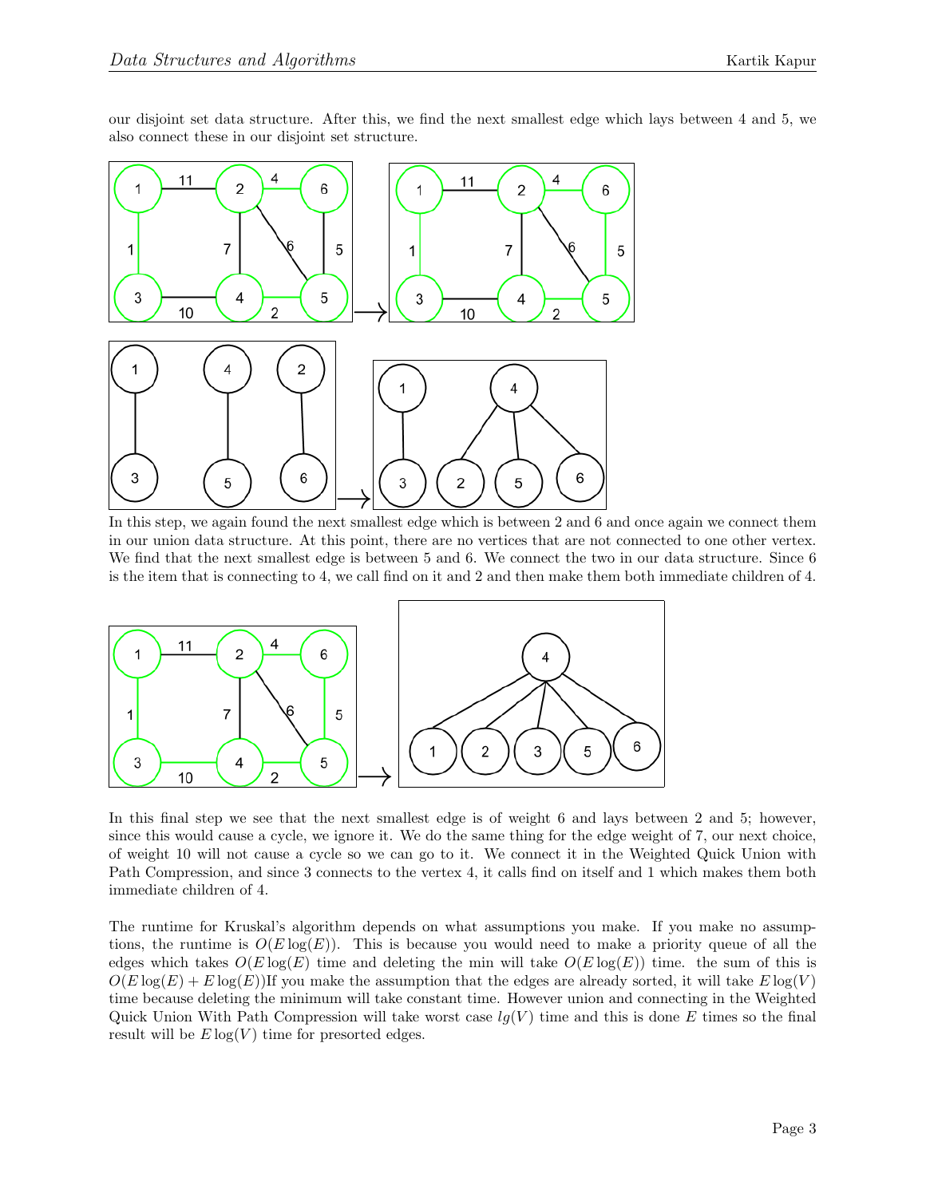our disjoint set data structure. After this, we find the next smallest edge which lays between 4 and 5, we also connect these in our disjoint set structure.

In this step, we again found the next smallest edge which is between 2 and 6 and once again we connect them in our union data structure. At this point, there are no vertices that are not connected to one other vertex. We find that the next smallest edge is between 5 and 6. We connect the two in our data structure. Since 6 is the item that is connecting to 4, we call find on it and 2 and then make them both immediate children of 4.

In this final step we see that the next smallest edge is of weight 6 and lays between 2 and 5; however, since this would cause a cycle, we ignore it. We do the same thing for the edge weight of 7, our next choice, of weight 10 will not cause a cycle so we can go to it. We connect it in the Weighted Quick Union with Path Compression, and since 3 connects to the vertex 4, it calls find on itself and 1 which makes them both immediate children of 4.

The runtime for Kruskal's algorithm depends on what assumptions you make. If you make no assumptions, the runtime is $O(E\log(E))$. This is because you would need to make a priority queue of all the edges which takes $O(E\log(E)$ time and deleting the min will take $O(E\log(E))$ time. the sum of this is $O(E\log(E) + E\log(E))$If you make the assumption that the edges are already sorted, it will take $E\log(V)$ time because deleting the minimum will take constant time. However union and connecting in the Weighted Quick Union With Path Compression will take worst case $lg(V)$ time and this is done $E$ times so the final result will be $E\log(V)$ time for presorted edges.